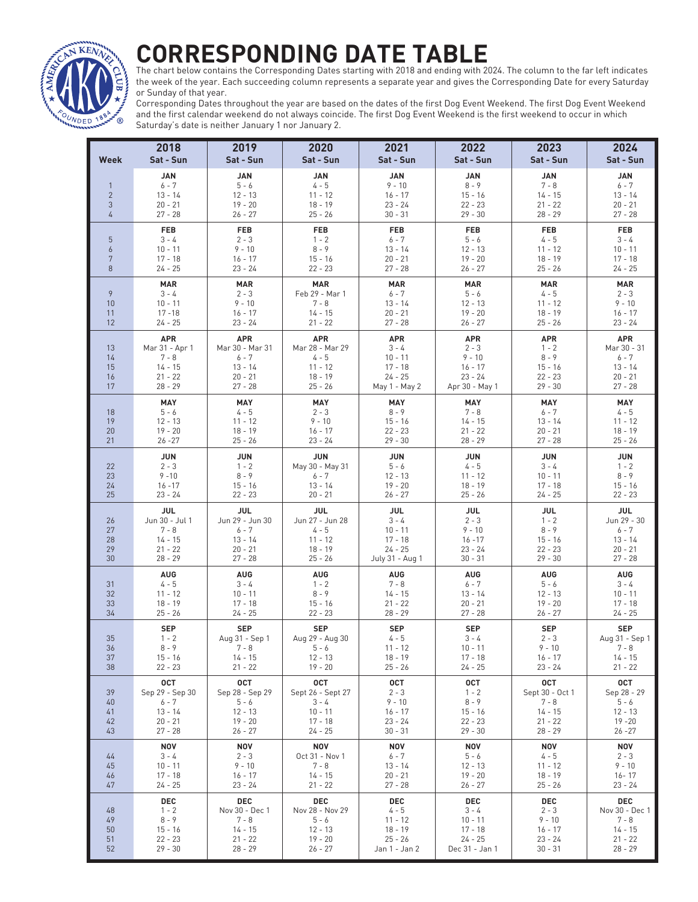# CORRESPONDING DATE TABLE

The chart below contains the Corresponding Dates starting with 2018 and ending with 2024. The column to the far left indicates the week of the year. Each succeeding column represents a separate year and gives the Corresponding Date for every Saturday or Sunday of that year.

Corresponding Dates throughout the year are based on the dates of the first Dog Event Weekend. The first Dog Event Weekend and the first calendar weekend do not always coincide. The first Dog Event Weekend is the first weekend to occur in which Saturday's date is neither January 1 nor January 2.

| Week | 2018 Sat - Sun | 2019 Sat - Sun | 2020 Sat - Sun | 2021 Sat - Sun | 2022 Sat - Sun | 2023 Sat - Sun | 2024 Sat - Sun |
|---|---|---|---|---|---|---|---|
| | **JAN** | **JAN** | **JAN** | **JAN** | **JAN** | **JAN** | **JAN** |
| 1 | 6 - 7 | 5 - 6 | 4 - 5 | 9 - 10 | 8 - 9 | 7 - 8 | 6 - 7 |
| 2 | 13 - 14 | 12 - 13 | 11 - 12 | 16 - 17 | 15 - 16 | 14 - 15 | 13 - 14 |
| 3 | 20 - 21 | 19 - 20 | 18 - 19 | 23 - 24 | 22 - 23 | 21 - 22 | 20 - 21 |
| 4 | 27 - 28 | 26 - 27 | 25 - 26 | 30 - 31 | 29 - 30 | 28 - 29 | 27 - 28 |
| | **FEB** | **FEB** | **FEB** | **FEB** | **FEB** | **FEB** | **FEB** |
| 5 | 3 - 4 | 2 - 3 | 1 - 2 | 6 - 7 | 5 - 6 | 4 - 5 | 3 - 4 |
| 6 | 10 - 11 | 9 - 10 | 8 - 9 | 13 - 14 | 12 - 13 | 11 - 12 | 10 - 11 |
| 7 | 17 - 18 | 16 - 17 | 15 - 16 | 20 - 21 | 19 - 20 | 18 - 19 | 17 - 18 |
| 8 | 24 - 25 | 23 - 24 | 22 - 23 | 27 - 28 | 26 - 27 | 25 - 26 | 24 - 25 |
| | **MAR** | **MAR** | **MAR** | **MAR** | **MAR** | **MAR** | **MAR** |
| 9 | 3 - 4 | 2 - 3 | Feb 29 - Mar 1 | 6 - 7 | 5 - 6 | 4 - 5 | 2 - 3 |
| 10 | 10 - 11 | 9 - 10 | 7 - 8 | 13 - 14 | 12 - 13 | 11 - 12 | 9 - 10 |
| 11 | 17 -18 | 16 - 17 | 14 - 15 | 20 - 21 | 19 - 20 | 18 - 19 | 16 - 17 |
| 12 | 24 - 25 | 23 - 24 | 21 - 22 | 27 - 28 | 26 - 27 | 25 - 26 | 23 - 24 |
| | **APR** | **APR** | **APR** | **APR** | **APR** | **APR** | **APR** |
| 13 | Mar 31 - Apr 1 | Mar 30 - Mar 31 | Mar 28 - Mar 29 | 3 - 4 | 2 - 3 | 1 - 2 | Mar 30 - 31 |
| 14 | 7 - 8 | 6 - 7 | 4 - 5 | 10 - 11 | 9 - 10 | 8 - 9 | 6 - 7 |
| 15 | 14 - 15 | 13 - 14 | 11 - 12 | 17 - 18 | 16 - 17 | 15 - 16 | 13 - 14 |
| 16 | 21 - 22 | 20 - 21 | 18 - 19 | 24 - 25 | 23 - 24 | 22 - 23 | 20 - 21 |
| 17 | 28 - 29 | 27 - 28 | 25 - 26 | May 1 - May 2 | Apr 30 - May 1 | 29 - 30 | 27 - 28 |
| | **MAY** | **MAY** | **MAY** | **MAY** | **MAY** | **MAY** | **MAY** |
| 18 | 5 - 6 | 4 - 5 | 2 - 3 | 8 - 9 | 7 - 8 | 6 - 7 | 4 - 5 |
| 19 | 12 - 13 | 11 - 12 | 9 - 10 | 15 - 16 | 14 - 15 | 13 - 14 | 11 - 12 |
| 20 | 19 - 20 | 18 - 19 | 16 - 17 | 22 - 23 | 21 - 22 | 20 - 21 | 18 - 19 |
| 21 | 26 -27 | 25 - 26 | 23 - 24 | 29 - 30 | 28 - 29 | 27 - 28 | 25 - 26 |
| | **JUN** | **JUN** | **JUN** | **JUN** | **JUN** | **JUN** | **JUN** |
| 22 | 2 - 3 | 1 - 2 | May 30 - May 31 | 5 - 6 | 4 - 5 | 3 - 4 | 1 - 2 |
| 23 | 9 -10 | 8 - 9 | 6 - 7 | 12 - 13 | 11 - 12 | 10 - 11 | 8 - 9 |
| 24 | 16 -17 | 15 - 16 | 13 - 14 | 19 - 20 | 18 - 19 | 17 - 18 | 15 - 16 |
| 25 | 23 - 24 | 22 - 23 | 20 - 21 | 26 - 27 | 25 - 26 | 24 - 25 | 22 - 23 |
| | **JUL** | **JUL** | **JUL** | **JUL** | **JUL** | **JUL** | **JUL** |
| 26 | Jun 30 - Jul 1 | Jun 29 - Jun 30 | Jun 27 - Jun 28 | 3 - 4 | 2 - 3 | 1 - 2 | Jun 29 - 30 |
| 27 | 7 - 8 | 6 - 7 | 4 - 5 | 10 - 11 | 9 - 10 | 8 - 9 | 6 - 7 |
| 28 | 14 - 15 | 13 - 14 | 11 - 12 | 17 - 18 | 16 -17 | 15 - 16 | 13 - 14 |
| 29 | 21 - 22 | 20 - 21 | 18 - 19 | 24 - 25 | 23 - 24 | 22 - 23 | 20 - 21 |
| 30 | 28 - 29 | 27 - 28 | 25 - 26 | July 31 - Aug 1 | 30 - 31 | 29 - 30 | 27 - 28 |
| | **AUG** | **AUG** | **AUG** | **AUG** | **AUG** | **AUG** | **AUG** |
| 31 | 4 - 5 | 3 - 4 | 1 - 2 | 7 - 8 | 6 - 7 | 5 - 6 | 3 - 4 |
| 32 | 11 - 12 | 10 - 11 | 8 - 9 | 14 - 15 | 13 - 14 | 12 - 13 | 10 - 11 |
| 33 | 18 - 19 | 17 - 18 | 15 - 16 | 21 - 22 | 20 - 21 | 19 - 20 | 17 - 18 |
| 34 | 25 - 26 | 24 - 25 | 22 - 23 | 28 - 29 | 27 - 28 | 26 - 27 | 24 - 25 |
| | **SEP** | **SEP** | **SEP** | **SEP** | **SEP** | **SEP** | **SEP** |
| 35 | 1 - 2 | Aug 31 - Sep 1 | Aug 29 - Aug 30 | 4 - 5 | 3 - 4 | 2 - 3 | Aug 31 - Sep 1 |
| 36 | 8 - 9 | 7 - 8 | 5 - 6 | 11 - 12 | 10 - 11 | 9 - 10 | 7 - 8 |
| 37 | 15 - 16 | 14 - 15 | 12 - 13 | 18 - 19 | 17 - 18 | 16 - 17 | 14 - 15 |
| 38 | 22 - 23 | 21 - 22 | 19 - 20 | 25 - 26 | 24 - 25 | 23 - 24 | 21 - 22 |
| | **OCT** | **OCT** | **OCT** | **OCT** | **OCT** | **OCT** | **OCT** |
| 39 | Sep 29 - Sep 30 | Sep 28 - Sep 29 | Sept 26 - Sept 27 | 2 - 3 | 1 - 2 | Sept 30 - Oct 1 | Sep 28 - 29 |
| 40 | 6 - 7 | 5 - 6 | 3 - 4 | 9 - 10 | 8 - 9 | 7 - 8 | 5 - 6 |
| 41 | 13 - 14 | 12 - 13 | 10 - 11 | 16 - 17 | 15 - 16 | 14 - 15 | 12 - 13 |
| 42 | 20 - 21 | 19 - 20 | 17 - 18 | 23 - 24 | 22 - 23 | 21 - 22 | 19 -20 |
| 43 | 27 - 28 | 26 - 27 | 24 - 25 | 30 - 31 | 29 - 30 | 28 - 29 | 26 -27 |
| | **NOV** | **NOV** | **NOV** | **NOV** | **NOV** | **NOV** | **NOV** |
| 44 | 3 - 4 | 2 - 3 | Oct 31 - Nov 1 | 6 - 7 | 5 - 6 | 4 - 5 | 2 - 3 |
| 45 | 10 - 11 | 9 - 10 | 7 - 8 | 13 - 14 | 12 - 13 | 11 - 12 | 9 - 10 |
| 46 | 17 - 18 | 16 - 17 | 14 - 15 | 20 - 21 | 19 - 20 | 18 - 19 | 16- 17 |
| 47 | 24 - 25 | 23 - 24 | 21 - 22 | 27 - 28 | 26 - 27 | 25 - 26 | 23 - 24 |
| | **DEC** | **DEC** | **DEC** | **DEC** | **DEC** | **DEC** | **DEC** |
| 48 | 1 - 2 | Nov 30 - Dec 1 | Nov 28 - Nov 29 | 4 - 5 | 3 - 4 | 2 - 3 | Nov 30 - Dec 1 |
| 49 | 8 - 9 | 7 - 8 | 5 - 6 | 11 - 12 | 10 - 11 | 9 - 10 | 7 - 8 |
| 50 | 15 - 16 | 14 - 15 | 12 - 13 | 18 - 19 | 17 - 18 | 16 - 17 | 14 - 15 |
| 51 | 22 - 23 | 21 - 22 | 19 - 20 | 25 - 26 | 24 - 25 | 23 - 24 | 21 - 22 |
| 52 | 29 - 30 | 28 - 29 | 26 - 27 | Jan 1 - Jan 2 | Dec 31 - Jan 1 | 30 - 31 | 28 - 29 |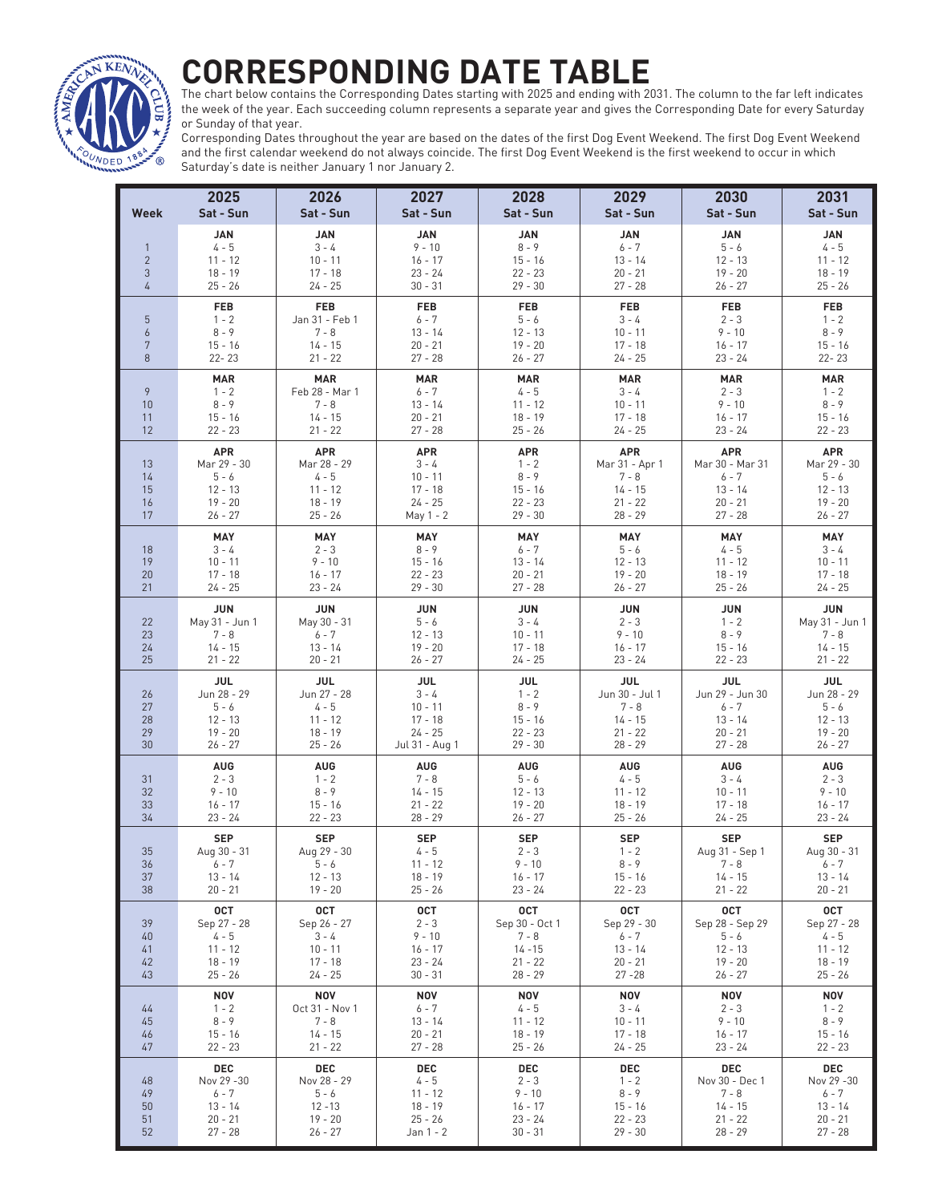# CORRESPONDING DATE TABLE

The chart below contains the Corresponding Dates starting with 2025 and ending with 2031. The column to the far left indicates the week of the year. Each succeeding column represents a separate year and gives the Corresponding Date for every Saturday or Sunday of that year.

Corresponding Dates throughout the year are based on the dates of the first Dog Event Weekend. The first Dog Event Weekend and the first calendar weekend do not always coincide. The first Dog Event Weekend is the first weekend to occur in which Saturday's date is neither January 1 nor January 2.

| Week | 2025 Sat - Sun | 2026 Sat - Sun | 2027 Sat - Sun | 2028 Sat - Sun | 2029 Sat - Sun | 2030 Sat - Sun | 2031 Sat - Sun |
|---|---|---|---|---|---|---|---|
| | **JAN** | **JAN** | **JAN** | **JAN** | **JAN** | **JAN** | **JAN** |
| 1 | 4 - 5 | 3 - 4 | 9 - 10 | 8 - 9 | 6 - 7 | 5 - 6 | 4 - 5 |
| 2 | 11 - 12 | 10 - 11 | 16 - 17 | 15 - 16 | 13 - 14 | 12 - 13 | 11 - 12 |
| 3 | 18 - 19 | 17 - 18 | 23 - 24 | 22 - 23 | 20 - 21 | 19 - 20 | 18 - 19 |
| 4 | 25 - 26 | 24 - 25 | 30 - 31 | 29 - 30 | 27 - 28 | 26 - 27 | 25 - 26 |
| | **FEB** | **FEB** | **FEB** | **FEB** | **FEB** | **FEB** | **FEB** |
| 5 | 1 - 2 | Jan 31 - Feb 1 | 6 - 7 | 5 - 6 | 3 - 4 | 2 - 3 | 1 - 2 |
| 6 | 8 - 9 | 7 - 8 | 13 - 14 | 12 - 13 | 10 - 11 | 9 - 10 | 8 - 9 |
| 7 | 15 - 16 | 14 - 15 | 20 - 21 | 19 - 20 | 17 - 18 | 16 - 17 | 15 - 16 |
| 8 | 22- 23 | 21 - 22 | 27 - 28 | 26 - 27 | 24 - 25 | 23 - 24 | 22- 23 |
| | **MAR** | **MAR** | **MAR** | **MAR** | **MAR** | **MAR** | **MAR** |
| 9 | 1 - 2 | Feb 28 - Mar 1 | 6 - 7 | 4 - 5 | 3 - 4 | 2 - 3 | 1 - 2 |
| 10 | 8 - 9 | 7 - 8 | 13 - 14 | 11 - 12 | 10 - 11 | 9 - 10 | 8 - 9 |
| 11 | 15 - 16 | 14 - 15 | 20 - 21 | 18 - 19 | 17 - 18 | 16 - 17 | 15 - 16 |
| 12 | 22 - 23 | 21 - 22 | 27 - 28 | 25 - 26 | 24 - 25 | 23 - 24 | 22 - 23 |
| | **APR** | **APR** | **APR** | **APR** | **APR** | **APR** | **APR** |
| 13 | Mar 29 - 30 | Mar 28 - 29 | 3 - 4 | 1 - 2 | Mar 31 - Apr 1 | Mar 30 - Mar 31 | Mar 29 - 30 |
| 14 | 5 - 6 | 4 - 5 | 10 - 11 | 8 - 9 | 7 - 8 | 6 - 7 | 5 - 6 |
| 15 | 12 - 13 | 11 - 12 | 17 - 18 | 15 - 16 | 14 - 15 | 13 - 14 | 12 - 13 |
| 16 | 19 - 20 | 18 - 19 | 24 - 25 | 22 - 23 | 21 - 22 | 20 - 21 | 19 - 20 |
| 17 | 26 - 27 | 25 - 26 | May 1 - 2 | 29 - 30 | 28 - 29 | 27 - 28 | 26 - 27 |
| | **MAY** | **MAY** | **MAY** | **MAY** | **MAY** | **MAY** | **MAY** |
| 18 | 3 - 4 | 2 - 3 | 8 - 9 | 6 - 7 | 5 - 6 | 4 - 5 | 3 - 4 |
| 19 | 10 - 11 | 9 - 10 | 15 - 16 | 13 - 14 | 12 - 13 | 11 - 12 | 10 - 11 |
| 20 | 17 - 18 | 16 - 17 | 22 - 23 | 20 - 21 | 19 - 20 | 18 - 19 | 17 - 18 |
| 21 | 24 - 25 | 23 - 24 | 29 - 30 | 27 - 28 | 26 - 27 | 25 - 26 | 24 - 25 |
| | **JUN** | **JUN** | **JUN** | **JUN** | **JUN** | **JUN** | **JUN** |
| 22 | May 31 - Jun 1 | May 30 - 31 | 5 - 6 | 3 - 4 | 2 - 3 | 1 - 2 | May 31 - Jun 1 |
| 23 | 7 - 8 | 6 - 7 | 12 - 13 | 10 - 11 | 9 - 10 | 8 - 9 | 7 - 8 |
| 24 | 14 - 15 | 13 - 14 | 19 - 20 | 17 - 18 | 16 - 17 | 15 - 16 | 14 - 15 |
| 25 | 21 - 22 | 20 - 21 | 26 - 27 | 24 - 25 | 23 - 24 | 22 - 23 | 21 - 22 |
| | **JUL** | **JUL** | **JUL** | **JUL** | **JUL** | **JUL** | **JUL** |
| 26 | Jun 28 - 29 | Jun 27 - 28 | 3 - 4 | 1 - 2 | Jun 30 - Jul 1 | Jun 29 - Jun 30 | Jun 28 - 29 |
| 27 | 5 - 6 | 4 - 5 | 10 - 11 | 8 - 9 | 7 - 8 | 6 - 7 | 5 - 6 |
| 28 | 12 - 13 | 11 - 12 | 17 - 18 | 15 - 16 | 14 - 15 | 13 - 14 | 12 - 13 |
| 29 | 19 - 20 | 18 - 19 | 24 - 25 | 22 - 23 | 21 - 22 | 20 - 21 | 19 - 20 |
| 30 | 26 - 27 | 25 - 26 | Jul 31 - Aug 1 | 29 - 30 | 28 - 29 | 27 - 28 | 26 - 27 |
| | **AUG** | **AUG** | **AUG** | **AUG** | **AUG** | **AUG** | **AUG** |
| 31 | 2 - 3 | 1 - 2 | 7 - 8 | 5 - 6 | 4 - 5 | 3 - 4 | 2 - 3 |
| 32 | 9 - 10 | 8 - 9 | 14 - 15 | 12 - 13 | 11 - 12 | 10 - 11 | 9 - 10 |
| 33 | 16 - 17 | 15 - 16 | 21 - 22 | 19 - 20 | 18 - 19 | 17 - 18 | 16 - 17 |
| 34 | 23 - 24 | 22 - 23 | 28 - 29 | 26 - 27 | 25 - 26 | 24 - 25 | 23 - 24 |
| | **SEP** | **SEP** | **SEP** | **SEP** | **SEP** | **SEP** | **SEP** |
| 35 | Aug 30 - 31 | Aug 29 - 30 | 4 - 5 | 2 - 3 | 1 - 2 | Aug 31 - Sep 1 | Aug 30 - 31 |
| 36 | 6 - 7 | 5 - 6 | 11 - 12 | 9 - 10 | 8 - 9 | 7 - 8 | 6 - 7 |
| 37 | 13 - 14 | 12 - 13 | 18 - 19 | 16 - 17 | 15 - 16 | 14 - 15 | 13 - 14 |
| 38 | 20 - 21 | 19 - 20 | 25 - 26 | 23 - 24 | 22 - 23 | 21 - 22 | 20 - 21 |
| | **OCT** | **OCT** | **OCT** | **OCT** | **OCT** | **OCT** | **OCT** |
| 39 | Sep 27 - 28 | Sep 26 - 27 | 2 - 3 | Sep 30 - Oct 1 | Sep 29 - 30 | Sep 28 - Sep 29 | Sep 27 - 28 |
| 40 | 4 - 5 | 3 - 4 | 9 - 10 | 7 - 8 | 6 - 7 | 5 - 6 | 4 - 5 |
| 41 | 11 - 12 | 10 - 11 | 16 - 17 | 14 -15 | 13 - 14 | 12 - 13 | 11 - 12 |
| 42 | 18 - 19 | 17 - 18 | 23 - 24 | 21 - 22 | 20 - 21 | 19 - 20 | 18 - 19 |
| 43 | 25 - 26 | 24 - 25 | 30 - 31 | 28 - 29 | 27 -28 | 26 - 27 | 25 - 26 |
| | **NOV** | **NOV** | **NOV** | **NOV** | **NOV** | **NOV** | **NOV** |
| 44 | 1 - 2 | Oct 31 - Nov 1 | 6 - 7 | 4 - 5 | 3 - 4 | 2 - 3 | 1 - 2 |
| 45 | 8 - 9 | 7 - 8 | 13 - 14 | 11 - 12 | 10 - 11 | 9 - 10 | 8 - 9 |
| 46 | 15 - 16 | 14 - 15 | 20 - 21 | 18 - 19 | 17 - 18 | 16 - 17 | 15 - 16 |
| 47 | 22 - 23 | 21 - 22 | 27 - 28 | 25 - 26 | 24 - 25 | 23 - 24 | 22 - 23 |
| | **DEC** | **DEC** | **DEC** | **DEC** | **DEC** | **DEC** | **DEC** |
| 48 | Nov 29 -30 | Nov 28 - 29 | 4 - 5 | 2 - 3 | 1 - 2 | Nov 30 - Dec 1 | Nov 29 -30 |
| 49 | 6 - 7 | 5 - 6 | 11 - 12 | 9 - 10 | 8 - 9 | 7 - 8 | 6 - 7 |
| 50 | 13 - 14 | 12 -13 | 18 - 19 | 16 - 17 | 15 - 16 | 14 - 15 | 13 - 14 |
| 51 | 20 - 21 | 19 - 20 | 25 - 26 | 23 - 24 | 22 - 23 | 21 - 22 | 20 - 21 |
| 52 | 27 - 28 | 26 - 27 | Jan 1 - 2 | 30 - 31 | 29 - 30 | 28 - 29 | 27 - 28 |